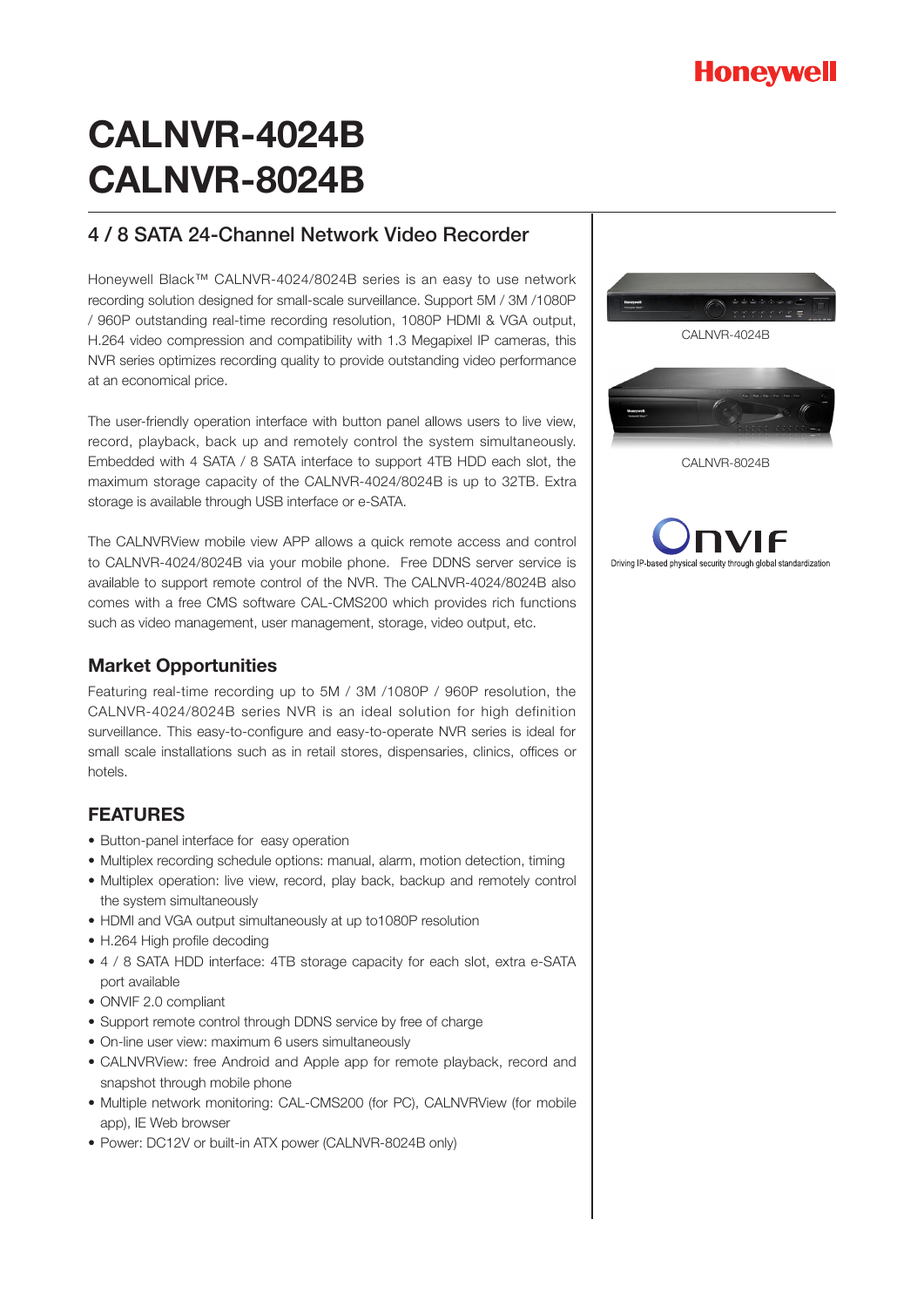# CALNVR-4024B
# CALNVR-8024B

## 4 / 8 SATA 24-Channel Network Video Recorder

Honeywell Black™ CALNVR-4024/8024B series is an easy to use network recording solution designed for small-scale surveillance. Support 5M / 3M /1080P / 960P outstanding real-time recording resolution, 1080P HDMI & VGA output, H.264 video compression and compatibility with 1.3 Megapixel IP cameras, this NVR series optimizes recording quality to provide outstanding video performance at an economical price.

The user-friendly operation interface with button panel allows users to live view, record, playback, back up and remotely control the system simultaneously. Embedded with 4 SATA / 8 SATA interface to support 4TB HDD each slot, the maximum storage capacity of the CALNVR-4024/8024B is up to 32TB. Extra storage is available through USB interface or e-SATA.

The CALNVRView mobile view APP allows a quick remote access and control to CALNVR-4024/8024B via your mobile phone. Free DDNS server service is available to support remote control of the NVR. The CALNVR-4024/8024B also comes with a free CMS software CAL-CMS200 which provides rich functions such as video management, user management, storage, video output, etc.

CALNVR-4024B

CALNVR-8024B

Driving IP-based physical security through global standardization

### Market Opportunities

Featuring real-time recording up to 5M / 3M /1080P / 960P resolution, the CALNVR-4024/8024B series NVR is an ideal solution for high definition surveillance. This easy-to-configure and easy-to-operate NVR series is ideal for small scale installations such as in retail stores, dispensaries, clinics, offices or hotels.

### FEATURES

- Button-panel interface for easy operation
- Multiplex recording schedule options: manual, alarm, motion detection, timing
- Multiplex operation: live view, record, play back, backup and remotely control the system simultaneously
- HDMI and VGA output simultaneously at up to1080P resolution
- H.264 High profile decoding
- 4 / 8 SATA HDD interface: 4TB storage capacity for each slot, extra e-SATA port available
- ONVIF 2.0 compliant
- Support remote control through DDNS service by free of charge
- On-line user view: maximum 6 users simultaneously
- CALNVRView: free Android and Apple app for remote playback, record and snapshot through mobile phone
- Multiple network monitoring: CAL-CMS200 (for PC), CALNVRView (for mobile app), IE Web browser
- Power: DC12V or built-in ATX power (CALNVR-8024B only)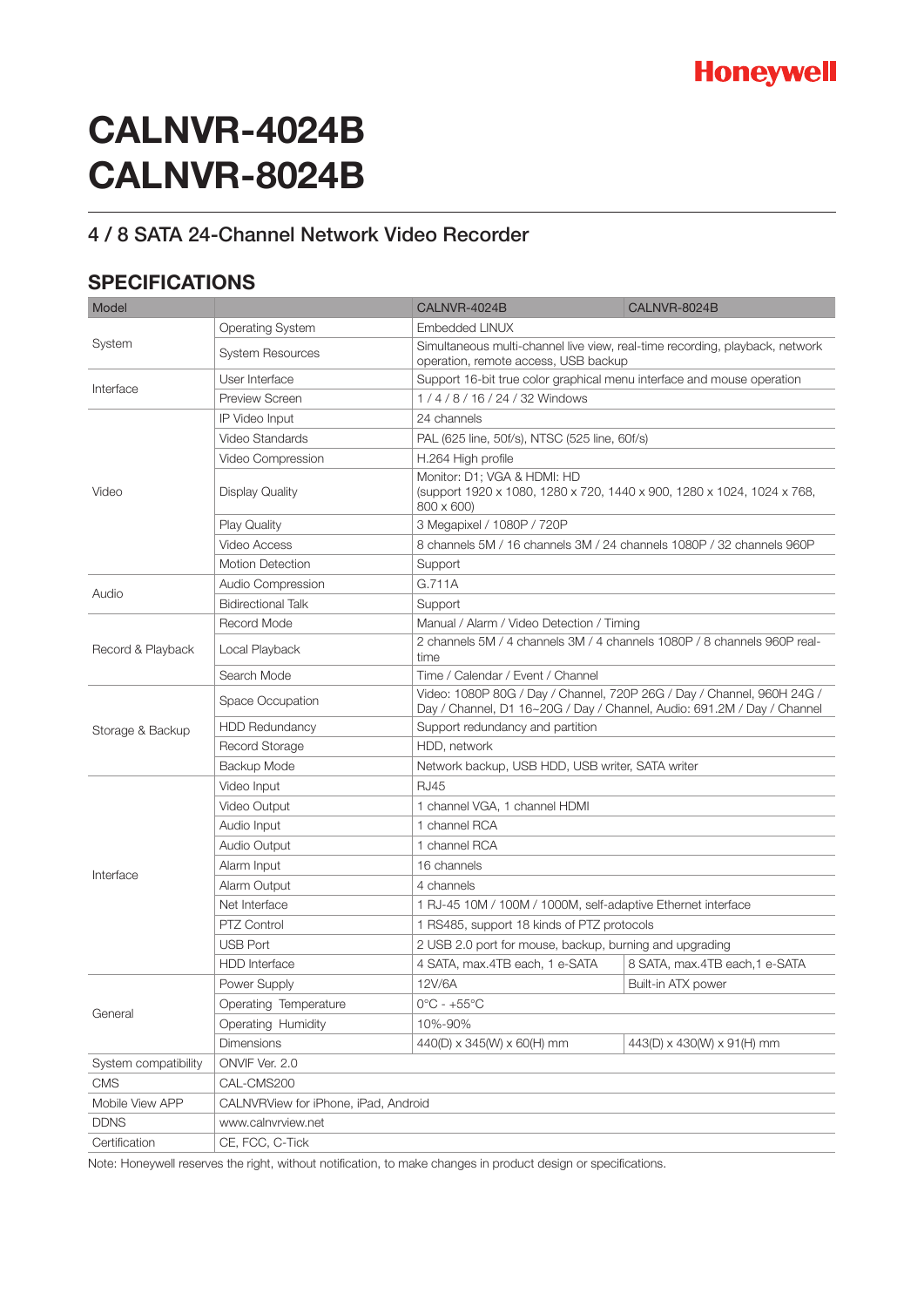# CALNVR-4024B CALNVR-8024B

## 4 / 8 SATA 24-Channel Network Video Recorder

## SPECIFICATIONS

| Model | | CALNVR-4024B | CALNVR-8024B |
|---|---|---|---|
| System | Operating System | Embedded LINUX | |
| | System Resources | Simultaneous multi-channel live view, real-time recording, playback, network operation, remote access, USB backup | |
| Interface | User Interface | Support 16-bit true color graphical menu interface and mouse operation | |
| | Preview Screen | 1 / 4 / 8 / 16 / 24 / 32 Windows | |
| Video | IP Video Input | 24 channels | |
| | Video Standards | PAL (625 line, 50f/s), NTSC (525 line, 60f/s) | |
| | Video Compression | H.264 High profile | |
| | Display Quality | Monitor: D1; VGA & HDMI: HD (support 1920 x 1080, 1280 x 720, 1440 x 900, 1280 x 1024, 1024 x 768, 800 x 600) | |
| | Play Quality | 3 Megapixel / 1080P / 720P | |
| | Video Access | 8 channels 5M / 16 channels 3M / 24 channels 1080P / 32 channels 960P | |
| | Motion Detection | Support | |
| Audio | Audio Compression | G.711A | |
| | Bidirectional Talk | Support | |
| Record & Playback | Record Mode | Manual / Alarm / Video Detection / Timing | |
| | Local Playback | 2 channels 5M / 4 channels 3M / 4 channels 1080P / 8 channels 960P real-time | |
| | Search Mode | Time / Calendar / Event / Channel | |
| Storage & Backup | Space Occupation | Video: 1080P 80G / Day / Channel, 720P 26G / Day / Channel, 960H 24G / Day / Channel, D1 16~20G / Day / Channel, Audio: 691.2M / Day / Channel | |
| | HDD Redundancy | Support redundancy and partition | |
| | Record Storage | HDD, network | |
| | Backup Mode | Network backup, USB HDD, USB writer, SATA writer | |
| Interface | Video Input | RJ45 | |
| | Video Output | 1 channel VGA, 1 channel HDMI | |
| | Audio Input | 1 channel RCA | |
| | Audio Output | 1 channel RCA | |
| | Alarm Input | 16 channels | |
| | Alarm Output | 4 channels | |
| | Net Interface | 1 RJ-45 10M / 100M / 1000M, self-adaptive Ethernet interface | |
| | PTZ Control | 1 RS485, support 18 kinds of PTZ protocols | |
| | USB Port | 2 USB 2.0 port for mouse, backup, burning and upgrading | |
| | HDD Interface | 4 SATA, max.4TB each, 1 e-SATA | 8 SATA, max.4TB each,1 e-SATA |
| General | Power Supply | 12V/6A | Built-in ATX power |
| | Operating Temperature | 0°C - +55°C | |
| | Operating Humidity | 10%-90% | |
| | Dimensions | 440(D) x 345(W) x 60(H) mm | 443(D) x 430(W) x 91(H) mm |
| System compatibility | ONVIF Ver. 2.0 | | |
| CMS | CAL-CMS200 | | |
| Mobile View APP | CALNVRView for iPhone, iPad, Android | | |
| DDNS | www.calnvrview.net | | |
| Certification | CE, FCC, C-Tick | | |

Note: Honeywell reserves the right, without notification, to make changes in product design or specifications.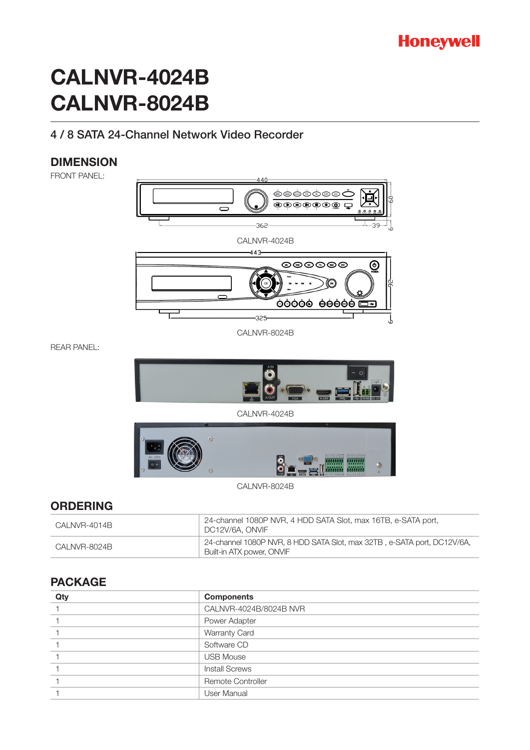Honeywell

# CALNVR-4024B
# CALNVR-8024B

4 / 8 SATA 24-Channel Network Video Recorder

## DIMENSION

FRONT PANEL:

440

60

362

39

6

CALNVR-4024B

443

92

325

6

CALNVR-8024B

REAR PANEL:

CALNVR-4024B

CALNVR-8024B

## ORDERING

| | |
|---|---|
| CALNVR-4014B | 24-channel 1080P NVR, 4 HDD SATA Slot, max 16TB, e-SATA port, DC12V/6A, ONVIF |
| CALNVR-8024B | 24-channel 1080P NVR, 8 HDD SATA Slot, max 32TB , e-SATA port, DC12V/6A, Built-in ATX power, ONVIF |

## PACKAGE

| Qty | Components |
|---|---|
| 1 | CALNVR-4024B/8024B NVR |
| 1 | Power Adapter |
| 1 | Warranty Card |
| 1 | Software CD |
| 1 | USB Mouse |
| 1 | Install Screws |
| 1 | Remote Controller |
| 1 | User Manual |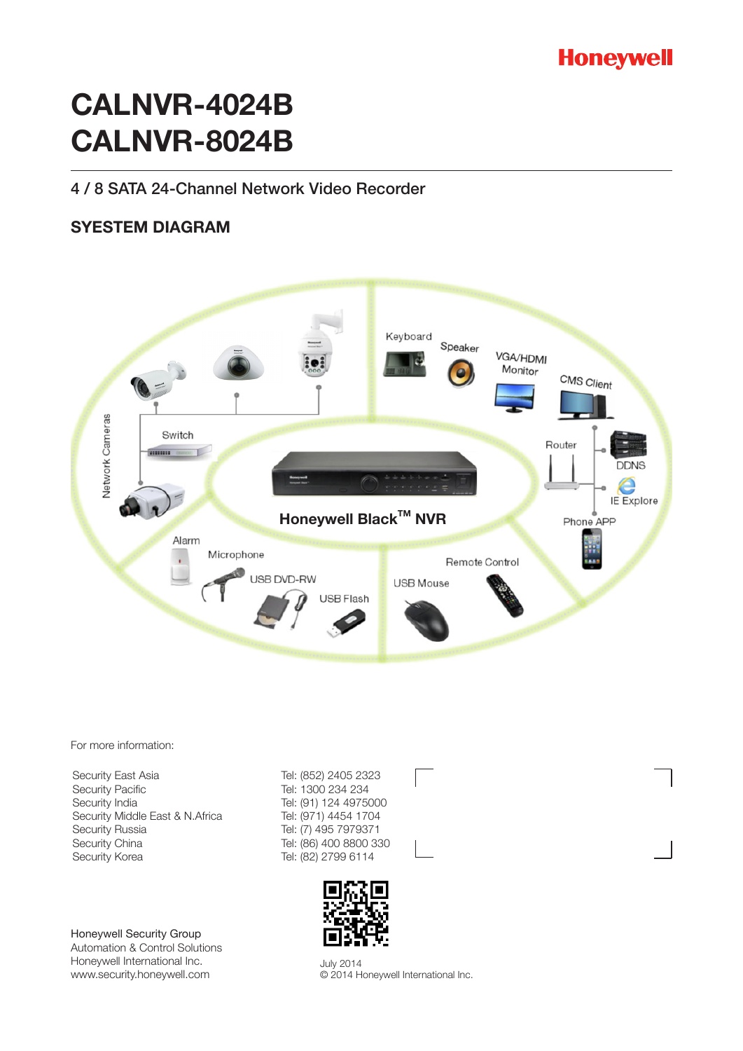Honeywell

# CALNVR-4024B
# CALNVR-8024B

4 / 8 SATA 24-Channel Network Video Recorder

## SYESTEM DIAGRAM

Network Cameras

Switch

Keyboard

Speaker

VGA/HDMI Monitor

CMS Client

Router

DDNS

IE Explore

Phone APP

Honeywell Black™ NVR

Alarm

Microphone

USB DVD-RW

USB Flash

USB Mouse

Remote Control

For more information:

| | |
|---|---|
| Security East Asia | Tel: (852) 2405 2323 |
| Security Pacific | Tel: 1300 234 234 |
| Security India | Tel: (91) 124 4975000 |
| Security Middle East & N.Africa | Tel: (971) 4454 1704 |
| Security Russia | Tel: (7) 495 7979371 |
| Security China | Tel: (86) 400 8800 330 |
| Security Korea | Tel: (82) 2799 6114 |

Honeywell Security Group
Automation & Control Solutions
Honeywell International Inc.
www.security.honeywell.com

July 2014
© 2014 Honeywell International Inc.